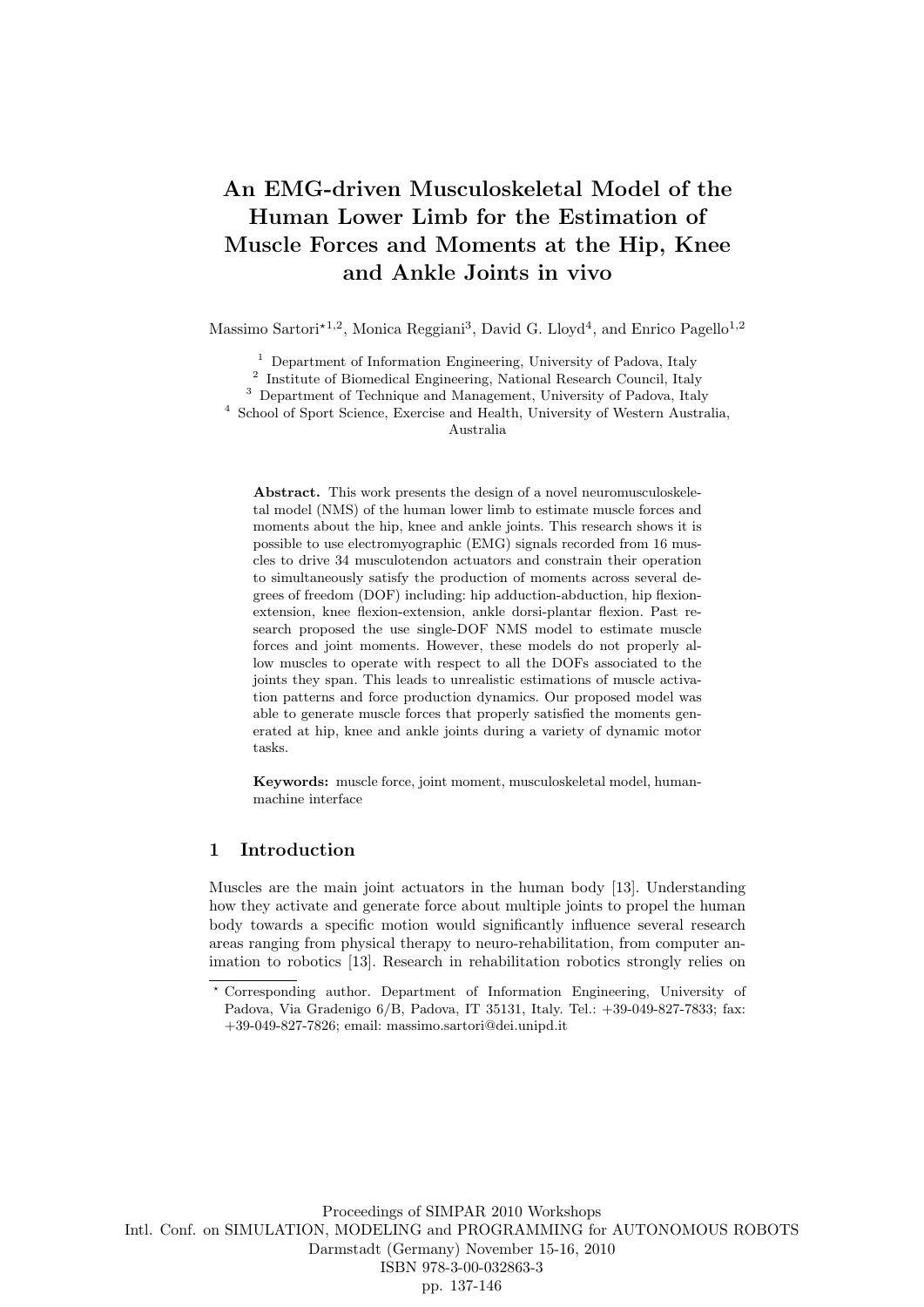# An EMG-driven Musculoskeletal Model of the Human Lower Limb for the Estimation of Muscle Forces and Moments at the Hip, Knee and Ankle Joints in vivo

Massimo Sartori*[1,2], Monica Reggiani[3], David G. Lloyd[4], and Enrico Pagello[1,2]

[1] Department of Information Engineering, University of Padova, Italy
[2] Institute of Biomedical Engineering, National Research Council, Italy
[3] Department of Technique and Management, University of Padova, Italy
[4] School of Sport Science, Exercise and Health, University of Western Australia, Australia

**Abstract.** This work presents the design of a novel neuromusculoskeletal model (NMS) of the human lower limb to estimate muscle forces and moments about the hip, knee and ankle joints. This research shows it is possible to use electromyographic (EMG) signals recorded from 16 muscles to drive 34 musculotendon actuators and constrain their operation to simultaneously satisfy the production of moments across several degrees of freedom (DOF) including: hip adduction-abduction, hip flexion-extension, knee flexion-extension, ankle dorsi-plantar flexion. Past research proposed the use single-DOF NMS model to estimate muscle forces and joint moments. However, these models do not properly allow muscles to operate with respect to all the DOFs associated to the joints they span. This leads to unrealistic estimations of muscle activation patterns and force production dynamics. Our proposed model was able to generate muscle forces that properly satisfied the moments generated at hip, knee and ankle joints during a variety of dynamic motor tasks.

**Keywords:** muscle force, joint moment, musculoskeletal model, human-machine interface

## 1 Introduction

Muscles are the main joint actuators in the human body [13]. Understanding how they activate and generate force about multiple joints to propel the human body towards a specific motion would significantly influence several research areas ranging from physical therapy to neuro-rehabilitation, from computer animation to robotics [13]. Research in rehabilitation robotics strongly relies on

* Corresponding author. Department of Information Engineering, University of Padova, Via Gradenigo 6/B, Padova, IT 35131, Italy. Tel.: +39-049-827-7833; fax: +39-049-827-7826; email: massimo.sartori@dei.unipd.it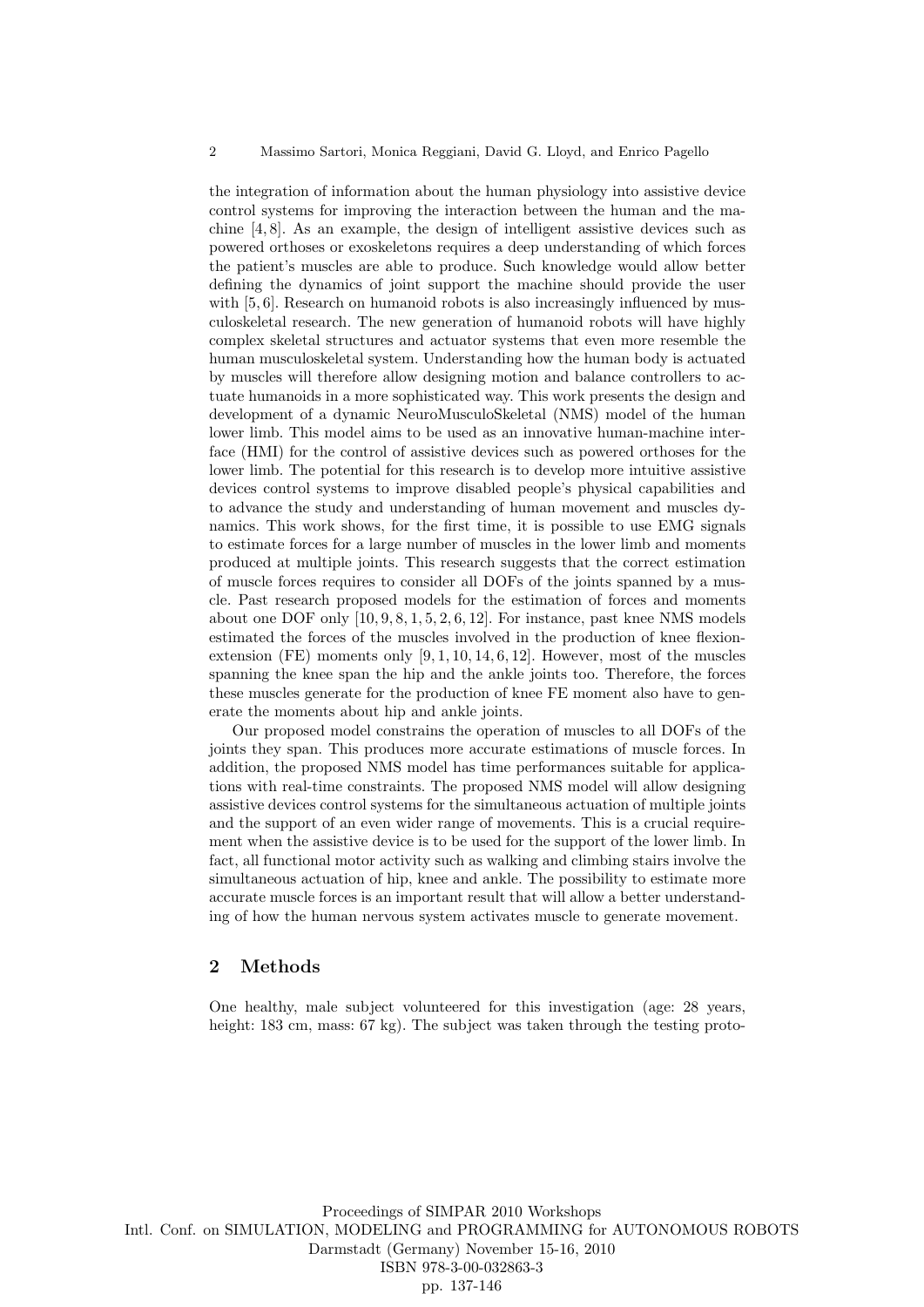the integration of information about the human physiology into assistive device control systems for improving the interaction between the human and the machine [4, 8]. As an example, the design of intelligent assistive devices such as powered orthoses or exoskeletons requires a deep understanding of which forces the patient's muscles are able to produce. Such knowledge would allow better defining the dynamics of joint support the machine should provide the user with [5, 6]. Research on humanoid robots is also increasingly influenced by musculoskeletal research. The new generation of humanoid robots will have highly complex skeletal structures and actuator systems that even more resemble the human musculoskeletal system. Understanding how the human body is actuated by muscles will therefore allow designing motion and balance controllers to actuate humanoids in a more sophisticated way. This work presents the design and development of a dynamic NeuroMusculoSkeletal (NMS) model of the human lower limb. This model aims to be used as an innovative human-machine interface (HMI) for the control of assistive devices such as powered orthoses for the lower limb. The potential for this research is to develop more intuitive assistive devices control systems to improve disabled people's physical capabilities and to advance the study and understanding of human movement and muscles dynamics. This work shows, for the first time, it is possible to use EMG signals to estimate forces for a large number of muscles in the lower limb and moments produced at multiple joints. This research suggests that the correct estimation of muscle forces requires to consider all DOFs of the joints spanned by a muscle. Past research proposed models for the estimation of forces and moments about one DOF only [10, 9, 8, 1, 5, 2, 6, 12]. For instance, past knee NMS models estimated the forces of the muscles involved in the production of knee flexion-extension (FE) moments only [9, 1, 10, 14, 6, 12]. However, most of the muscles spanning the knee span the hip and the ankle joints too. Therefore, the forces these muscles generate for the production of knee FE moment also have to generate the moments about hip and ankle joints.

Our proposed model constrains the operation of muscles to all DOFs of the joints they span. This produces more accurate estimations of muscle forces. In addition, the proposed NMS model has time performances suitable for applications with real-time constraints. The proposed NMS model will allow designing assistive devices control systems for the simultaneous actuation of multiple joints and the support of an even wider range of movements. This is a crucial requirement when the assistive device is to be used for the support of the lower limb. In fact, all functional motor activity such as walking and climbing stairs involve the simultaneous actuation of hip, knee and ankle. The possibility to estimate more accurate muscle forces is an important result that will allow a better understanding of how the human nervous system activates muscle to generate movement.

## 2 Methods

One healthy, male subject volunteered for this investigation (age: 28 years, height: 183 cm, mass: 67 kg). The subject was taken through the testing proto-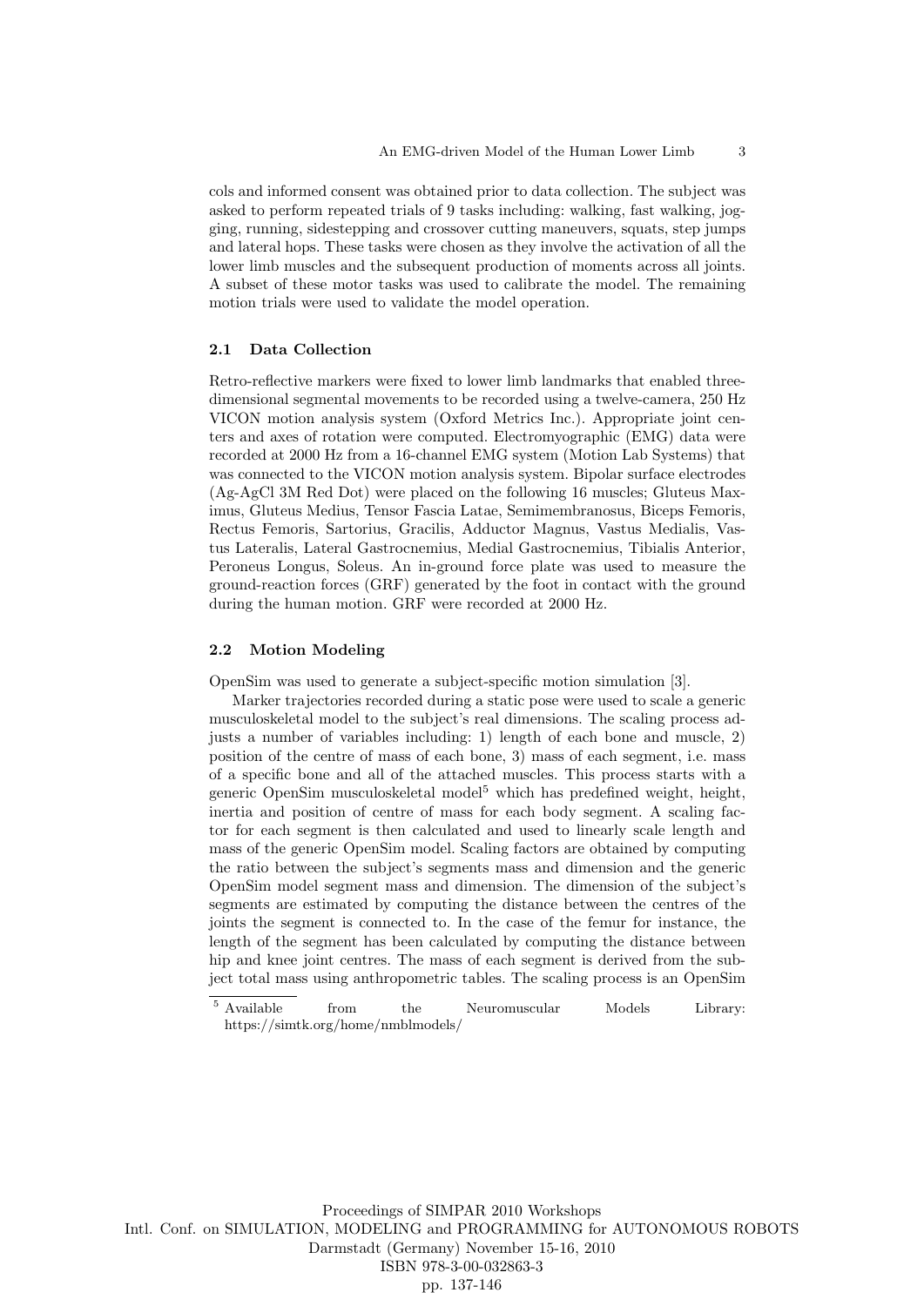cols and informed consent was obtained prior to data collection. The subject was asked to perform repeated trials of 9 tasks including: walking, fast walking, jogging, running, sidestepping and crossover cutting maneuvers, squats, step jumps and lateral hops. These tasks were chosen as they involve the activation of all the lower limb muscles and the subsequent production of moments across all joints. A subset of these motor tasks was used to calibrate the model. The remaining motion trials were used to validate the model operation.

### 2.1 Data Collection

Retro-reflective markers were fixed to lower limb landmarks that enabled three-dimensional segmental movements to be recorded using a twelve-camera, 250 Hz VICON motion analysis system (Oxford Metrics Inc.). Appropriate joint centers and axes of rotation were computed. Electromyographic (EMG) data were recorded at 2000 Hz from a 16-channel EMG system (Motion Lab Systems) that was connected to the VICON motion analysis system. Bipolar surface electrodes (Ag-AgCl 3M Red Dot) were placed on the following 16 muscles; Gluteus Maximus, Gluteus Medius, Tensor Fascia Latae, Semimembranosus, Biceps Femoris, Rectus Femoris, Sartorius, Gracilis, Adductor Magnus, Vastus Medialis, Vastus Lateralis, Lateral Gastrocnemius, Medial Gastrocnemius, Tibialis Anterior, Peroneus Longus, Soleus. An in-ground force plate was used to measure the ground-reaction forces (GRF) generated by the foot in contact with the ground during the human motion. GRF were recorded at 2000 Hz.

### 2.2 Motion Modeling

OpenSim was used to generate a subject-specific motion simulation [3].

Marker trajectories recorded during a static pose were used to scale a generic musculoskeletal model to the subject's real dimensions. The scaling process adjusts a number of variables including: 1) length of each bone and muscle, 2) position of the centre of mass of each bone, 3) mass of each segment, i.e. mass of a specific bone and all of the attached muscles. This process starts with a generic OpenSim musculoskeletal model[5] which has predefined weight, height, inertia and position of centre of mass for each body segment. A scaling factor for each segment is then calculated and used to linearly scale length and mass of the generic OpenSim model. Scaling factors are obtained by computing the ratio between the subject's segments mass and dimension and the generic OpenSim model segment mass and dimension. The dimension of the subject's segments are estimated by computing the distance between the centres of the joints the segment is connected to. In the case of the femur for instance, the length of the segment has been calculated by computing the distance between hip and knee joint centres. The mass of each segment is derived from the subject total mass using anthropometric tables. The scaling process is an OpenSim

[5] Available from the Neuromuscular Models Library: https://simtk.org/home/nmblmodels/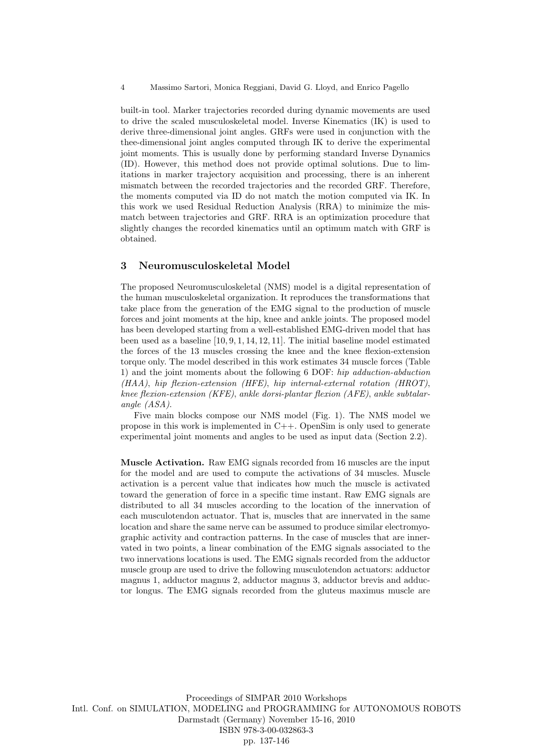built-in tool. Marker trajectories recorded during dynamic movements are used to drive the scaled musculoskeletal model. Inverse Kinematics (IK) is used to derive three-dimensional joint angles. GRFs were used in conjunction with the thee-dimensional joint angles computed through IK to derive the experimental joint moments. This is usually done by performing standard Inverse Dynamics (ID). However, this method does not provide optimal solutions. Due to limitations in marker trajectory acquisition and processing, there is an inherent mismatch between the recorded trajectories and the recorded GRF. Therefore, the moments computed via ID do not match the motion computed via IK. In this work we used Residual Reduction Analysis (RRA) to minimize the mismatch between trajectories and GRF. RRA is an optimization procedure that slightly changes the recorded kinematics until an optimum match with GRF is obtained.

## 3 Neuromusculoskeletal Model

The proposed Neuromusculoskeletal (NMS) model is a digital representation of the human musculoskeletal organization. It reproduces the transformations that take place from the generation of the EMG signal to the production of muscle forces and joint moments at the hip, knee and ankle joints. The proposed model has been developed starting from a well-established EMG-driven model that has been used as a baseline [10, 9, 1, 14, 12, 11]. The initial baseline model estimated the forces of the 13 muscles crossing the knee and the knee flexion-extension torque only. The model described in this work estimates 34 muscle forces (Table 1) and the joint moments about the following 6 DOF: *hip adduction-abduction (HAA)*, *hip flexion-extension (HFE)*, *hip internal-external rotation (HROT)*, *knee flexion-extension (KFE)*, *ankle dorsi-plantar flexion (AFE)*, *ankle subtalar-angle (ASA)*.

Five main blocks compose our NMS model (Fig. 1). The NMS model we propose in this work is implemented in C++. OpenSim is only used to generate experimental joint moments and angles to be used as input data (Section 2.2).

**Muscle Activation.** Raw EMG signals recorded from 16 muscles are the input for the model and are used to compute the activations of 34 muscles. Muscle activation is a percent value that indicates how much the muscle is activated toward the generation of force in a specific time instant. Raw EMG signals are distributed to all 34 muscles according to the location of the innervation of each musculotendon actuator. That is, muscles that are innervated in the same location and share the same nerve can be assumed to produce similar electromyographic activity and contraction patterns. In the case of muscles that are innervated in two points, a linear combination of the EMG signals associated to the two innervations locations is used. The EMG signals recorded from the adductor muscle group are used to drive the following musculotendon actuators: adductor magnus 1, adductor magnus 2, adductor magnus 3, adductor brevis and adductor longus. The EMG signals recorded from the gluteus maximus muscle are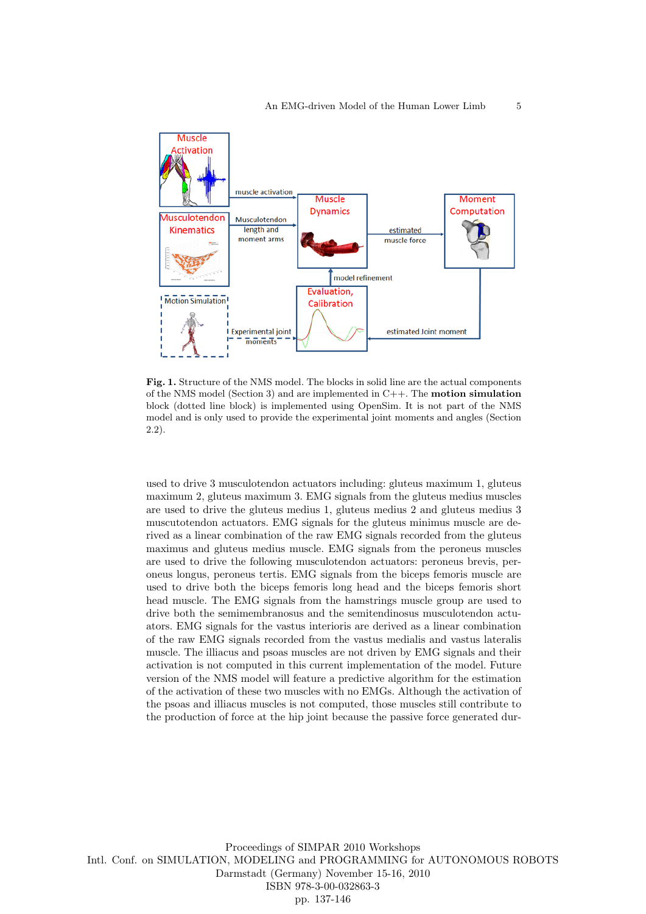**Fig. 1.** Structure of the NMS model. The blocks in solid line are the actual components of the NMS model (Section 3) and are implemented in C++. The **motion simulation** block (dotted line block) is implemented using OpenSim. It is not part of the NMS model and is only used to provide the experimental joint moments and angles (Section 2.2).

used to drive 3 musculotendon actuators including: gluteus maximum 1, gluteus maximum 2, gluteus maximum 3. EMG signals from the gluteus medius muscles are used to drive the gluteus medius 1, gluteus medius 2 and gluteus medius 3 muscutotendon actuators. EMG signals for the gluteus minimus muscle are derived as a linear combination of the raw EMG signals recorded from the gluteus maximus and gluteus medius muscle. EMG signals from the peroneus muscles are used to drive the following musculotendon actuators: peroneus brevis, peroneus longus, peroneus tertis. EMG signals from the biceps femoris muscle are used to drive both the biceps femoris long head and the biceps femoris short head muscle. The EMG signals from the hamstrings muscle group are used to drive both the semimembranosus and the semitendinosus musculotendon actuators. EMG signals for the vastus interioris are derived as a linear combination of the raw EMG signals recorded from the vastus medialis and vastus lateralis muscle. The illiacus and psoas muscles are not driven by EMG signals and their activation is not computed in this current implementation of the model. Future version of the NMS model will feature a predictive algorithm for the estimation of the activation of these two muscles with no EMGs. Although the activation of the psoas and illiacus muscles is not computed, those muscles still contribute to the production of force at the hip joint because the passive force generated dur-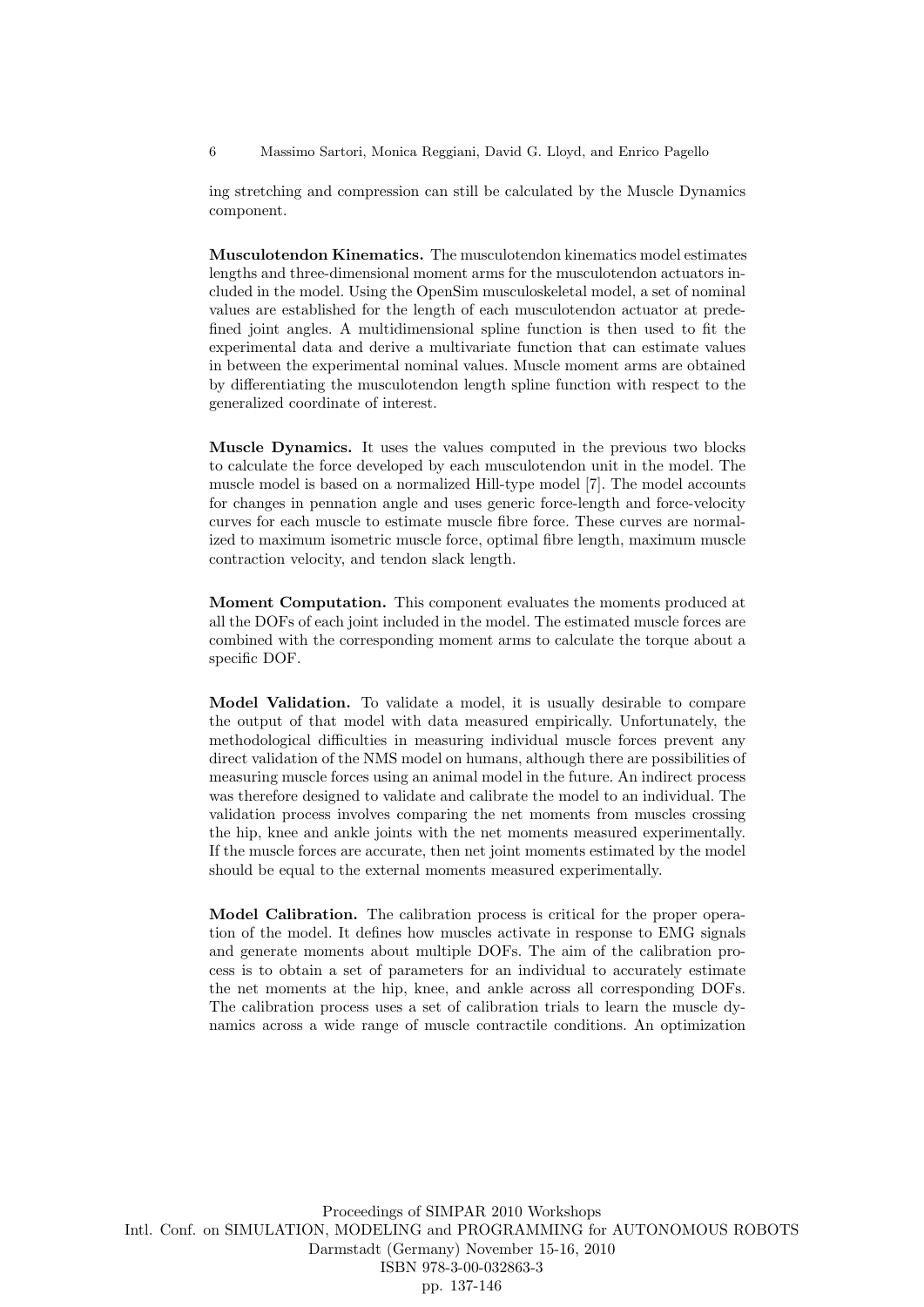ing stretching and compression can still be calculated by the Muscle Dynamics component.

**Musculotendon Kinematics.** The musculotendon kinematics model estimates lengths and three-dimensional moment arms for the musculotendon actuators included in the model. Using the OpenSim musculoskeletal model, a set of nominal values are established for the length of each musculotendon actuator at predefined joint angles. A multidimensional spline function is then used to fit the experimental data and derive a multivariate function that can estimate values in between the experimental nominal values. Muscle moment arms are obtained by differentiating the musculotendon length spline function with respect to the generalized coordinate of interest.

**Muscle Dynamics.** It uses the values computed in the previous two blocks to calculate the force developed by each musculotendon unit in the model. The muscle model is based on a normalized Hill-type model [7]. The model accounts for changes in pennation angle and uses generic force-length and force-velocity curves for each muscle to estimate muscle fibre force. These curves are normalized to maximum isometric muscle force, optimal fibre length, maximum muscle contraction velocity, and tendon slack length.

**Moment Computation.** This component evaluates the moments produced at all the DOFs of each joint included in the model. The estimated muscle forces are combined with the corresponding moment arms to calculate the torque about a specific DOF.

**Model Validation.** To validate a model, it is usually desirable to compare the output of that model with data measured empirically. Unfortunately, the methodological difficulties in measuring individual muscle forces prevent any direct validation of the NMS model on humans, although there are possibilities of measuring muscle forces using an animal model in the future. An indirect process was therefore designed to validate and calibrate the model to an individual. The validation process involves comparing the net moments from muscles crossing the hip, knee and ankle joints with the net moments measured experimentally. If the muscle forces are accurate, then net joint moments estimated by the model should be equal to the external moments measured experimentally.

**Model Calibration.** The calibration process is critical for the proper operation of the model. It defines how muscles activate in response to EMG signals and generate moments about multiple DOFs. The aim of the calibration process is to obtain a set of parameters for an individual to accurately estimate the net moments at the hip, knee, and ankle across all corresponding DOFs. The calibration process uses a set of calibration trials to learn the muscle dynamics across a wide range of muscle contractile conditions. An optimization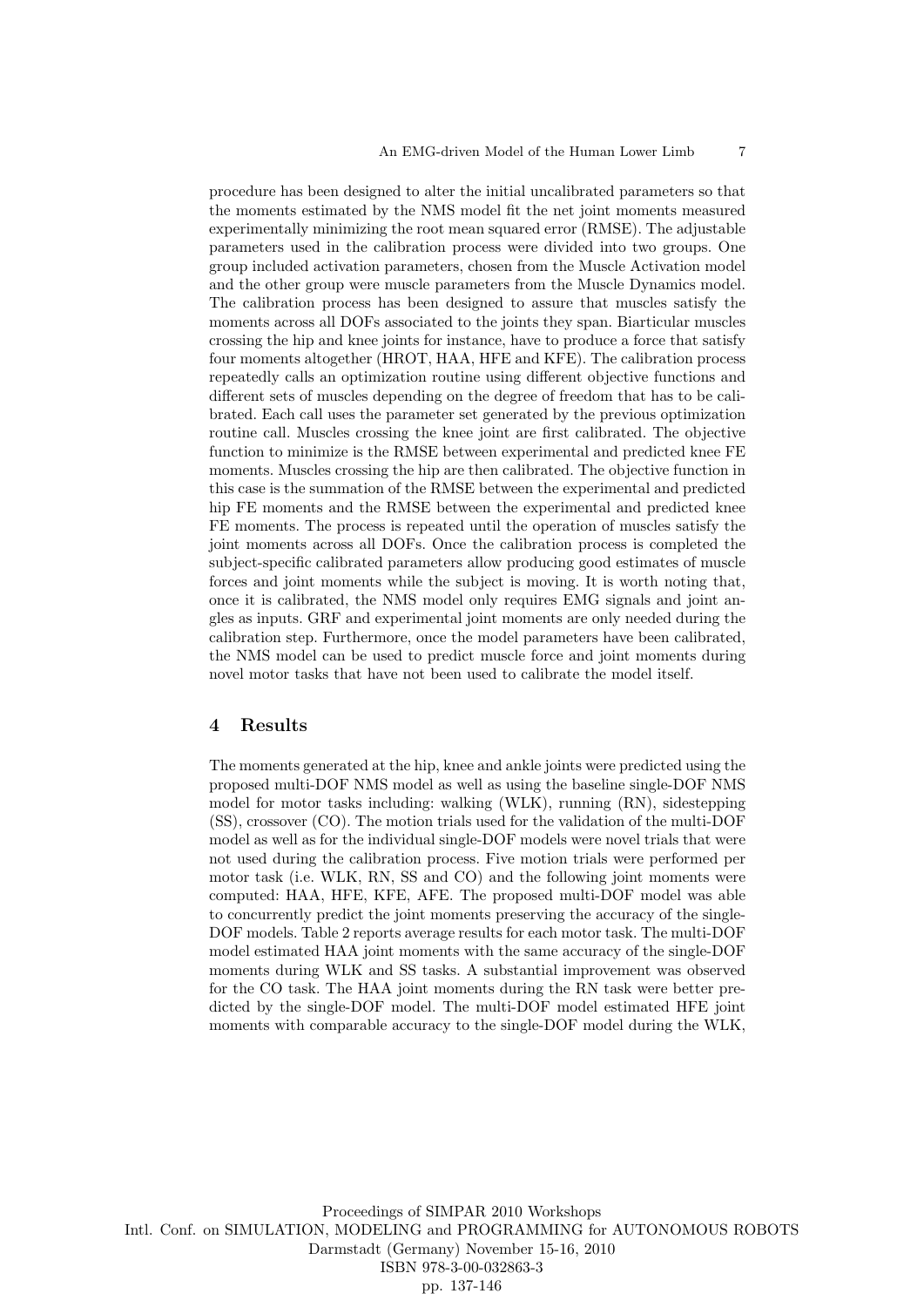procedure has been designed to alter the initial uncalibrated parameters so that the moments estimated by the NMS model fit the net joint moments measured experimentally minimizing the root mean squared error (RMSE). The adjustable parameters used in the calibration process were divided into two groups. One group included activation parameters, chosen from the Muscle Activation model and the other group were muscle parameters from the Muscle Dynamics model. The calibration process has been designed to assure that muscles satisfy the moments across all DOFs associated to the joints they span. Biarticular muscles crossing the hip and knee joints for instance, have to produce a force that satisfy four moments altogether (HROT, HAA, HFE and KFE). The calibration process repeatedly calls an optimization routine using different objective functions and different sets of muscles depending on the degree of freedom that has to be calibrated. Each call uses the parameter set generated by the previous optimization routine call. Muscles crossing the knee joint are first calibrated. The objective function to minimize is the RMSE between experimental and predicted knee FE moments. Muscles crossing the hip are then calibrated. The objective function in this case is the summation of the RMSE between the experimental and predicted hip FE moments and the RMSE between the experimental and predicted knee FE moments. The process is repeated until the operation of muscles satisfy the joint moments across all DOFs. Once the calibration process is completed the subject-specific calibrated parameters allow producing good estimates of muscle forces and joint moments while the subject is moving. It is worth noting that, once it is calibrated, the NMS model only requires EMG signals and joint angles as inputs. GRF and experimental joint moments are only needed during the calibration step. Furthermore, once the model parameters have been calibrated, the NMS model can be used to predict muscle force and joint moments during novel motor tasks that have not been used to calibrate the model itself.

## 4 Results

The moments generated at the hip, knee and ankle joints were predicted using the proposed multi-DOF NMS model as well as using the baseline single-DOF NMS model for motor tasks including: walking (WLK), running (RN), sidestepping (SS), crossover (CO). The motion trials used for the validation of the multi-DOF model as well as for the individual single-DOF models were novel trials that were not used during the calibration process. Five motion trials were performed per motor task (i.e. WLK, RN, SS and CO) and the following joint moments were computed: HAA, HFE, KFE, AFE. The proposed multi-DOF model was able to concurrently predict the joint moments preserving the accuracy of the single-DOF models. Table 2 reports average results for each motor task. The multi-DOF model estimated HAA joint moments with the same accuracy of the single-DOF moments during WLK and SS tasks. A substantial improvement was observed for the CO task. The HAA joint moments during the RN task were better predicted by the single-DOF model. The multi-DOF model estimated HFE joint moments with comparable accuracy to the single-DOF model during the WLK,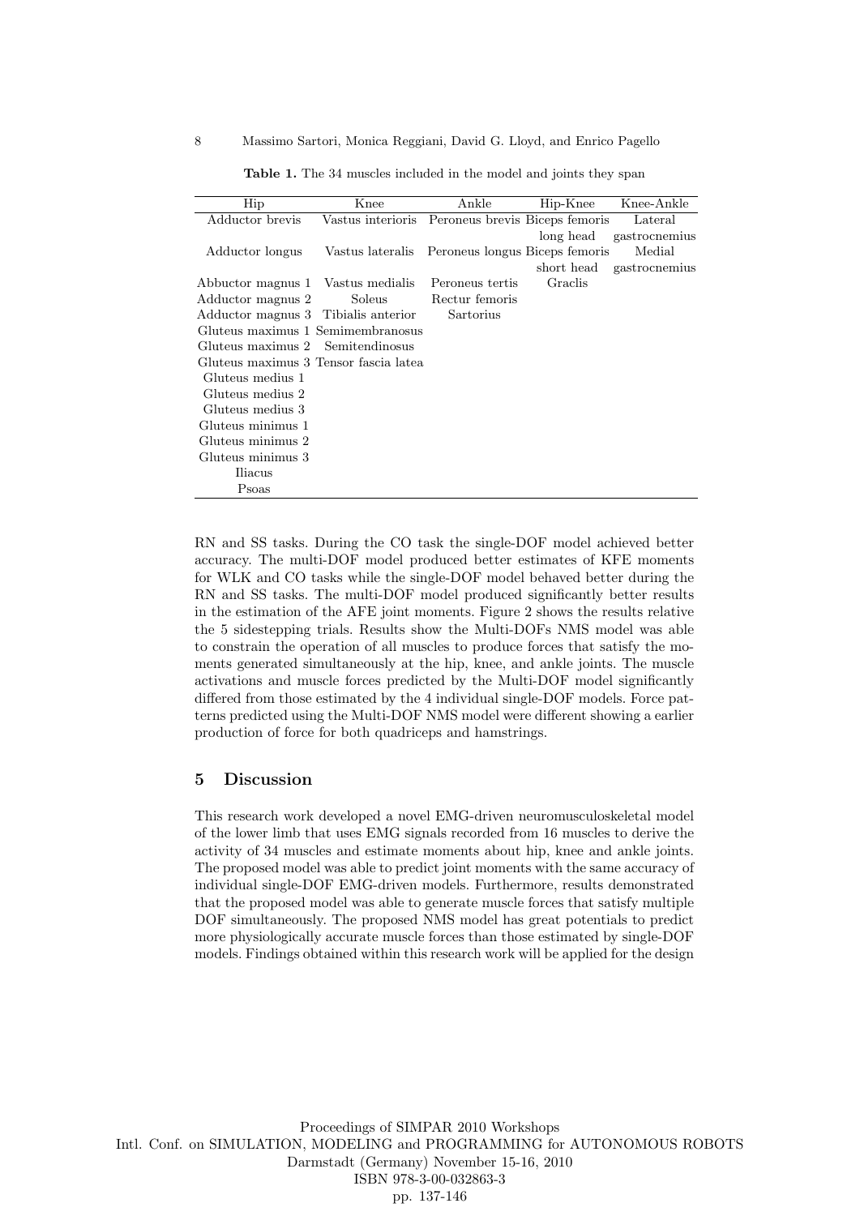**Table 1.** The 34 muscles included in the model and joints they span

| Hip | Knee | Ankle | Hip-Knee | Knee-Ankle |
|---|---|---|---|---|
| Adductor brevis | Vastus interioris | Peroneus brevis | Biceps femoris long head | Lateral gastrocnemius |
| Adductor longus | Vastus lateralis | Peroneus longus | Biceps femoris short head | Medial gastrocnemius |
| Abbuctor magnus 1 | Vastus medialis | Peroneus tertis | Graclis | |
| Adductor magnus 2 | Soleus | Rectur femoris | | |
| Adductor magnus 3 | Tibialis anterior | Sartorius | | |
| Gluteus maximus 1 | Semimembranosus | | | |
| Gluteus maximus 2 | Semitendinosus | | | |
| Gluteus maximus 3 | Tensor fascia latea | | | |
| Gluteus medius 1 | | | | |
| Gluteus medius 2 | | | | |
| Gluteus medius 3 | | | | |
| Gluteus minimus 1 | | | | |
| Gluteus minimus 2 | | | | |
| Gluteus minimus 3 | | | | |
| Iliacus | | | | |
| Psoas | | | | |

RN and SS tasks. During the CO task the single-DOF model achieved better accuracy. The multi-DOF model produced better estimates of KFE moments for WLK and CO tasks while the single-DOF model behaved better during the RN and SS tasks. The multi-DOF model produced significantly better results in the estimation of the AFE joint moments. Figure 2 shows the results relative the 5 sidestepping trials. Results show the Multi-DOFs NMS model was able to constrain the operation of all muscles to produce forces that satisfy the moments generated simultaneously at the hip, knee, and ankle joints. The muscle activations and muscle forces predicted by the Multi-DOF model significantly differed from those estimated by the 4 individual single-DOF models. Force patterns predicted using the Multi-DOF NMS model were different showing a earlier production of force for both quadriceps and hamstrings.

## 5 Discussion

This research work developed a novel EMG-driven neuromusculoskeletal model of the lower limb that uses EMG signals recorded from 16 muscles to derive the activity of 34 muscles and estimate moments about hip, knee and ankle joints. The proposed model was able to predict joint moments with the same accuracy of individual single-DOF EMG-driven models. Furthermore, results demonstrated that the proposed model was able to generate muscle forces that satisfy multiple DOF simultaneously. The proposed NMS model has great potentials to predict more physiologically accurate muscle forces than those estimated by single-DOF models. Findings obtained within this research work will be applied for the design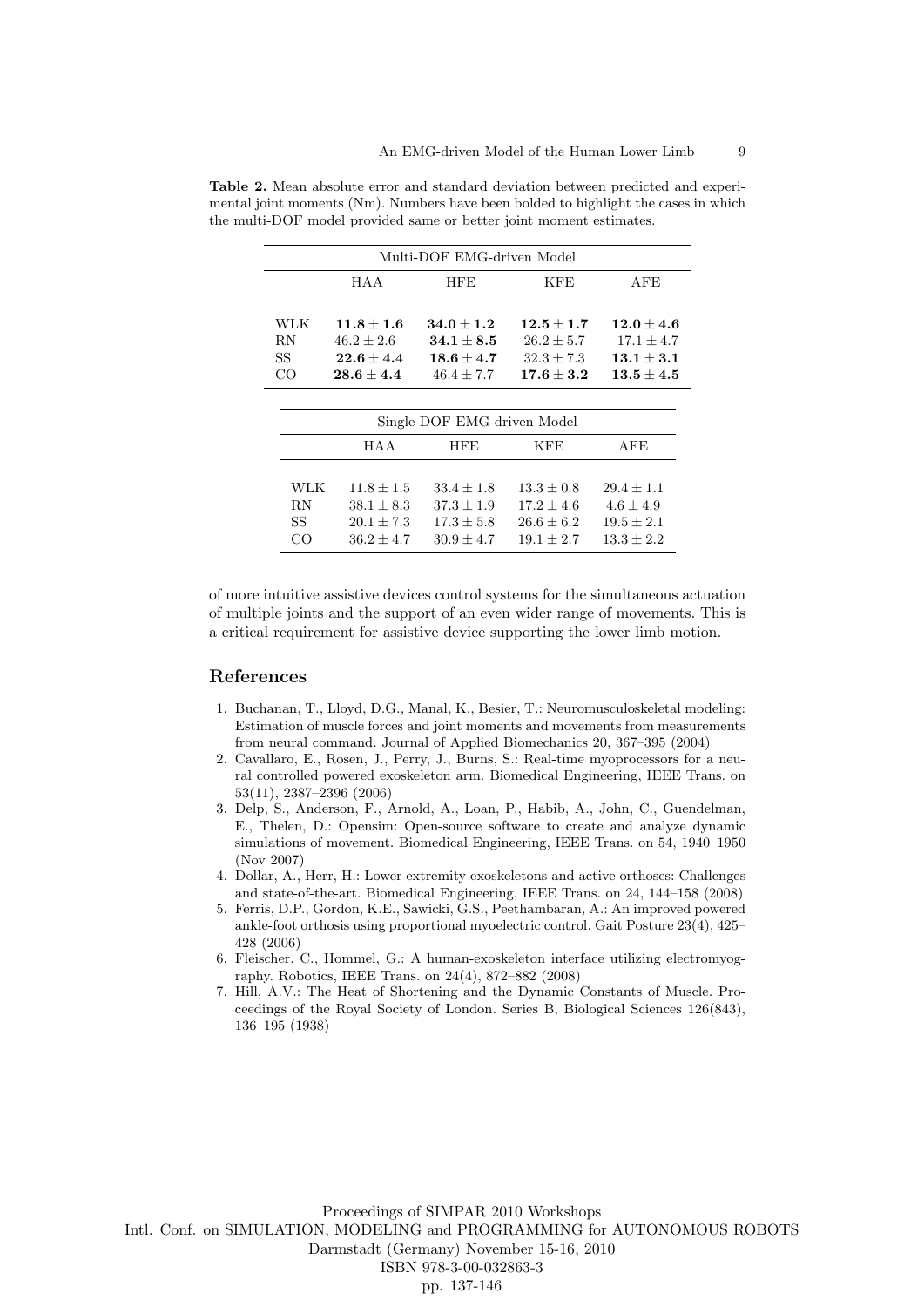**Table 2.** Mean absolute error and standard deviation between predicted and experimental joint moments (Nm). Numbers have been bolded to highlight the cases in which the multi-DOF model provided same or better joint moment estimates.

| Multi-DOF EMG-driven Model | | | | |
|---|---|---|---|---|
| | HAA | HFE | KFE | AFE |
| WLK | **$11.8 \pm 1.6$** | **$34.0 \pm 1.2$** | **$12.5 \pm 1.7$** | **$12.0 \pm 4.6$** |
| RN | $46.2 \pm 2.6$ | **$34.1 \pm 8.5$** | $26.2 \pm 5.7$ | $17.1 \pm 4.7$ |
| SS | **$22.6 \pm 4.4$** | **$18.6 \pm 4.7$** | $32.3 \pm 7.3$ | **$13.1 \pm 3.1$** |
| CO | **$28.6 \pm 4.4$** | $46.4 \pm 7.7$ | **$17.6 \pm 3.2$** | **$13.5 \pm 4.5$** |

| Single-DOF EMG-driven Model | | | | |
|---|---|---|---|---|
| | HAA | HFE | KFE | AFE |
| WLK | $11.8 \pm 1.5$ | $33.4 \pm 1.8$ | $13.3 \pm 0.8$ | $29.4 \pm 1.1$ |
| RN | $38.1 \pm 8.3$ | $37.3 \pm 1.9$ | $17.2 \pm 4.6$ | $4.6 \pm 4.9$ |
| SS | $20.1 \pm 7.3$ | $17.3 \pm 5.8$ | $26.6 \pm 6.2$ | $19.5 \pm 2.1$ |
| CO | $36.2 \pm 4.7$ | $30.9 \pm 4.7$ | $19.1 \pm 2.7$ | $13.3 \pm 2.2$ |

of more intuitive assistive devices control systems for the simultaneous actuation of multiple joints and the support of an even wider range of movements. This is a critical requirement for assistive device supporting the lower limb motion.

## References

1. Buchanan, T., Lloyd, D.G., Manal, K., Besier, T.: Neuromusculoskeletal modeling: Estimation of muscle forces and joint moments and movements from measurements from neural command. Journal of Applied Biomechanics 20, 367–395 (2004)
2. Cavallaro, E., Rosen, J., Perry, J., Burns, S.: Real-time myoprocessors for a neural controlled powered exoskeleton arm. Biomedical Engineering, IEEE Trans. on 53(11), 2387–2396 (2006)
3. Delp, S., Anderson, F., Arnold, A., Loan, P., Habib, A., John, C., Guendelman, E., Thelen, D.: Opensim: Open-source software to create and analyze dynamic simulations of movement. Biomedical Engineering, IEEE Trans. on 54, 1940–1950 (Nov 2007)
4. Dollar, A., Herr, H.: Lower extremity exoskeletons and active orthoses: Challenges and state-of-the-art. Biomedical Engineering, IEEE Trans. on 24, 144–158 (2008)
5. Ferris, D.P., Gordon, K.E., Sawicki, G.S., Peethambaran, A.: An improved powered ankle-foot orthosis using proportional myoelectric control. Gait Posture 23(4), 425–428 (2006)
6. Fleischer, C., Hommel, G.: A human-exoskeleton interface utilizing electromyography. Robotics, IEEE Trans. on 24(4), 872–882 (2008)
7. Hill, A.V.: The Heat of Shortening and the Dynamic Constants of Muscle. Proceedings of the Royal Society of London. Series B, Biological Sciences 126(843), 136–195 (1938)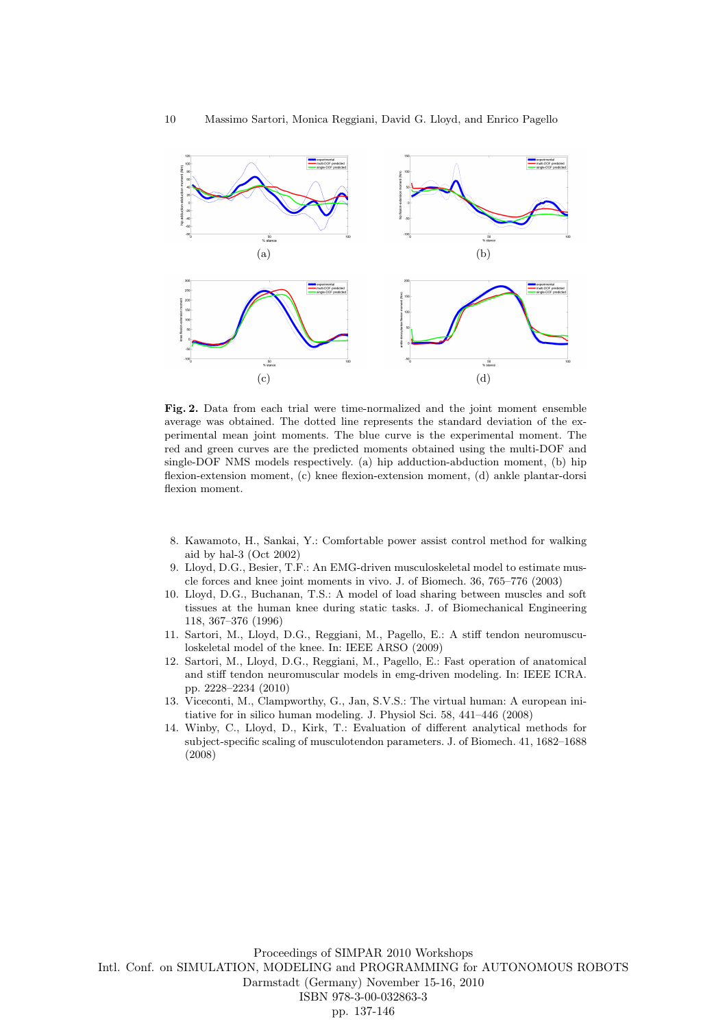experimental
multi-DOF predicted
single-DOF predicted

hip adduction-abduction moment (Nm)

% stance

(a)

experimental
multi-DOF predicted
single-DOF predicted

hip flexion-extension moment (Nm)

% stance

(b)

experimental
multi-DOF predicted
single-DOF predicted

knee flexion-extension moment

% stance

(c)

experimental
multi-DOF predicted
single-DOF predicted

ankle dorsi-plantar flexion moment (Nm)

% stance

(d)

**Fig. 2.** Data from each trial were time-normalized and the joint moment ensemble average was obtained. The dotted line represents the standard deviation of the experimental mean joint moments. The blue curve is the experimental moment. The red and green curves are the predicted moments obtained using the multi-DOF and single-DOF NMS models respectively. (a) hip adduction-abduction moment, (b) hip flexion-extension moment, (c) knee flexion-extension moment, (d) ankle plantar-dorsi flexion moment.

8. Kawamoto, H., Sankai, Y.: Comfortable power assist control method for walking aid by hal-3 (Oct 2002)
9. Lloyd, D.G., Besier, T.F.: An EMG-driven musculoskeletal model to estimate muscle forces and knee joint moments in vivo. J. of Biomech. 36, 765–776 (2003)
10. Lloyd, D.G., Buchanan, T.S.: A model of load sharing between muscles and soft tissues at the human knee during static tasks. J. of Biomechanical Engineering 118, 367–376 (1996)
11. Sartori, M., Lloyd, D.G., Reggiani, M., Pagello, E.: A stiff tendon neuromusculoskeletal model of the knee. In: IEEE ARSO (2009)
12. Sartori, M., Lloyd, D.G., Reggiani, M., Pagello, E.: Fast operation of anatomical and stiff tendon neuromuscular models in emg-driven modeling. In: IEEE ICRA. pp. 2228–2234 (2010)
13. Viceconti, M., Clampworthy, G., Jan, S.V.S.: The virtual human: A european initiative for in silico human modeling. J. Physiol Sci. 58, 441–446 (2008)
14. Winby, C., Lloyd, D., Kirk, T.: Evaluation of different analytical methods for subject-specific scaling of musculotendon parameters. J. of Biomech. 41, 1682–1688 (2008)

Proceedings of SIMPAR 2010 Workshops
Intl. Conf. on SIMULATION, MODELING and PROGRAMMING for AUTONOMOUS ROBOTS
Darmstadt (Germany) November 15-16, 2010
ISBN 978-3-00-032863-3
pp. 137-146